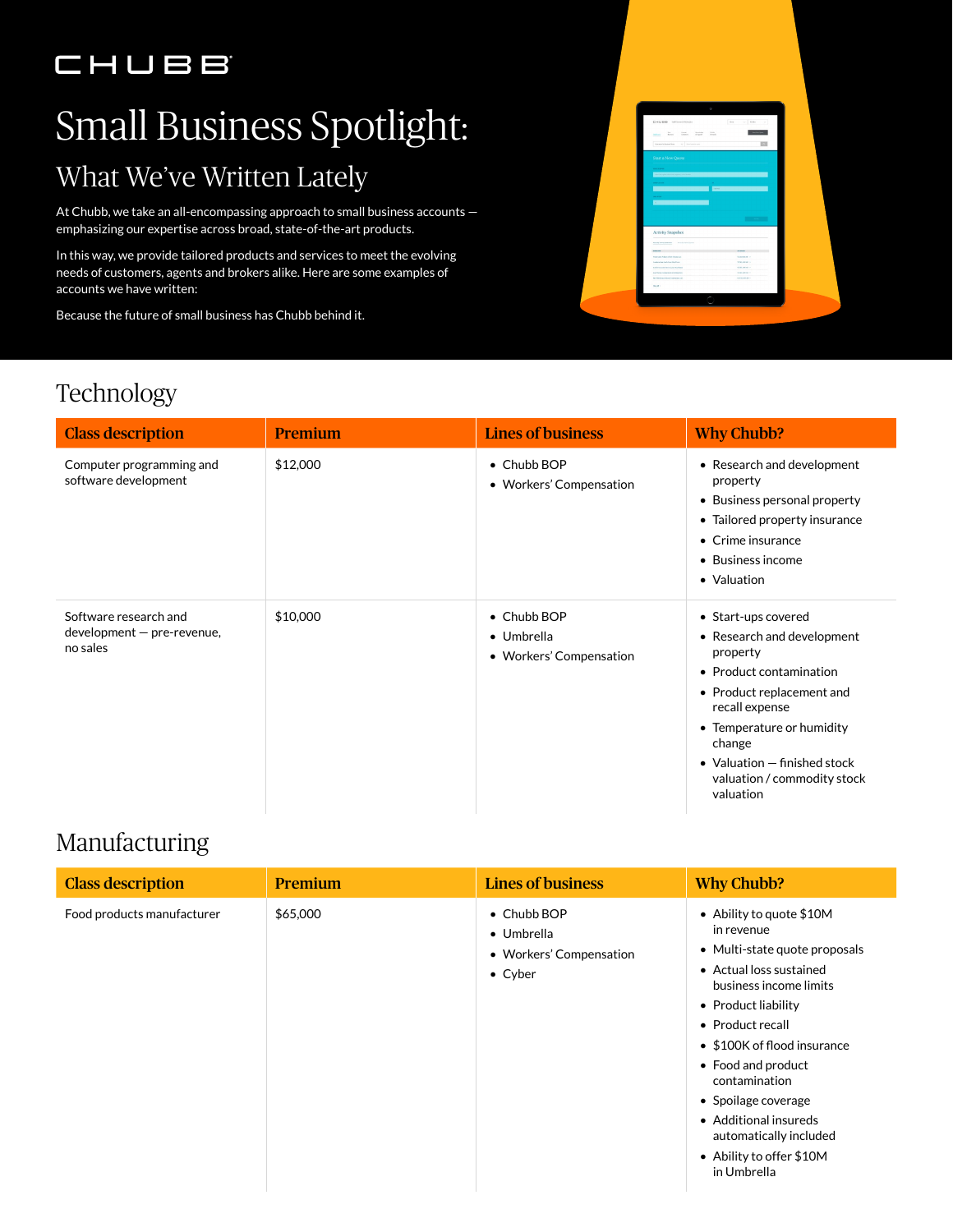CHUBB

# Small Business Spotlight:

## What We've Written Lately

At Chubb, we take an all-encompassing approach to small business accounts — emphasizing our expertise across broad, state-of-the-art products.

In this way, we provide tailored products and services to meet the evolving needs of customers, agents and brokers alike. Here are some examples of accounts we have written:

Because the future of small business has Chubb behind it.

## Technology

| Class description | Premium | Lines of business | Why Chubb? |
|---|---|---|---|
| Computer programming and software development | $12,000 | • Chubb BOP<br>• Workers' Compensation | • Research and development property<br>• Business personal property<br>• Tailored property insurance<br>• Crime insurance<br>• Business income<br>• Valuation |
| Software research and development — pre-revenue, no sales | $10,000 | • Chubb BOP<br>• Umbrella<br>• Workers' Compensation | • Start-ups covered<br>• Research and development property<br>• Product contamination<br>• Product replacement and recall expense<br>• Temperature or humidity change<br>• Valuation — finished stock valuation / commodity stock valuation |

## Manufacturing

| Class description | Premium | Lines of business | Why Chubb? |
|---|---|---|---|
| Food products manufacturer | $65,000 | • Chubb BOP<br>• Umbrella<br>• Workers' Compensation<br>• Cyber | • Ability to quote $10M in revenue<br>• Multi-state quote proposals<br>• Actual loss sustained business income limits<br>• Product liability<br>• Product recall<br>• $100K of flood insurance<br>• Food and product contamination<br>• Spoilage coverage<br>• Additional insureds automatically included<br>• Ability to offer $10M in Umbrella |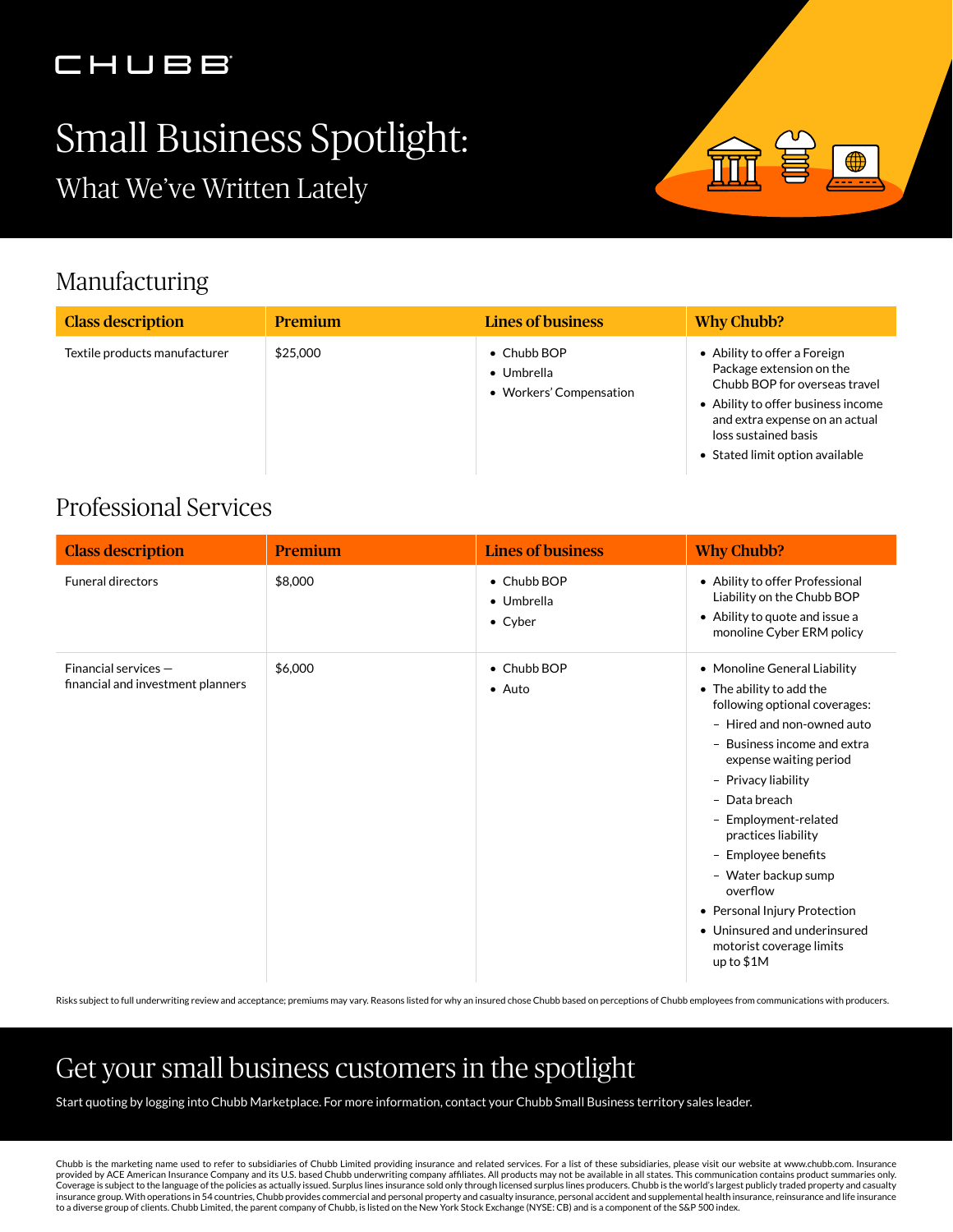CHUBB

# Small Business Spotlight:

## What We've Written Lately

## Manufacturing

| Class description | Premium | Lines of business | Why Chubb? |
|---|---|---|---|
| Textile products manufacturer | $25,000 | • Chubb BOP<br>• Umbrella<br>• Workers' Compensation | • Ability to offer a Foreign Package extension on the Chubb BOP for overseas travel<br>• Ability to offer business income and extra expense on an actual loss sustained basis<br>• Stated limit option available |

## Professional Services

| Class description | Premium | Lines of business | Why Chubb? |
|---|---|---|---|
| Funeral directors | $8,000 | • Chubb BOP<br>• Umbrella<br>• Cyber | • Ability to offer Professional Liability on the Chubb BOP<br>• Ability to quote and issue a monoline Cyber ERM policy |
| Financial services — financial and investment planners | $6,000 | • Chubb BOP<br>• Auto | • Monoline General Liability<br>• The ability to add the following optional coverages:<br>– Hired and non-owned auto<br>– Business income and extra expense waiting period<br>– Privacy liability<br>– Data breach<br>– Employment-related practices liability<br>– Employee benefits<br>– Water backup sump overflow<br>• Personal Injury Protection<br>• Uninsured and underinsured motorist coverage limits up to $1M |

Risks subject to full underwriting review and acceptance; premiums may vary. Reasons listed for why an insured chose Chubb based on perceptions of Chubb employees from communications with producers.

## Get your small business customers in the spotlight

Start quoting by logging into Chubb Marketplace. For more information, contact your Chubb Small Business territory sales leader.

Chubb is the marketing name used to refer to subsidiaries of Chubb Limited providing insurance and related services. For a list of these subsidiaries, please visit our website at www.chubb.com. Insurance provided by ACE American Insurance Company and its U.S. based Chubb underwriting company affiliates. All products may not be available in all states. This communication contains product summaries only. Coverage is subject to the language of the policies as actually issued. Surplus lines insurance sold only through licensed surplus lines producers. Chubb is the world's largest publicly traded property and casualty insurance group. With operations in 54 countries, Chubb provides commercial and personal property and casualty insurance, personal accident and supplemental health insurance, reinsurance and life insurance to a diverse group of clients. Chubb Limited, the parent company of Chubb, is listed on the New York Stock Exchange (NYSE: CB) and is a component of the S&P 500 index.